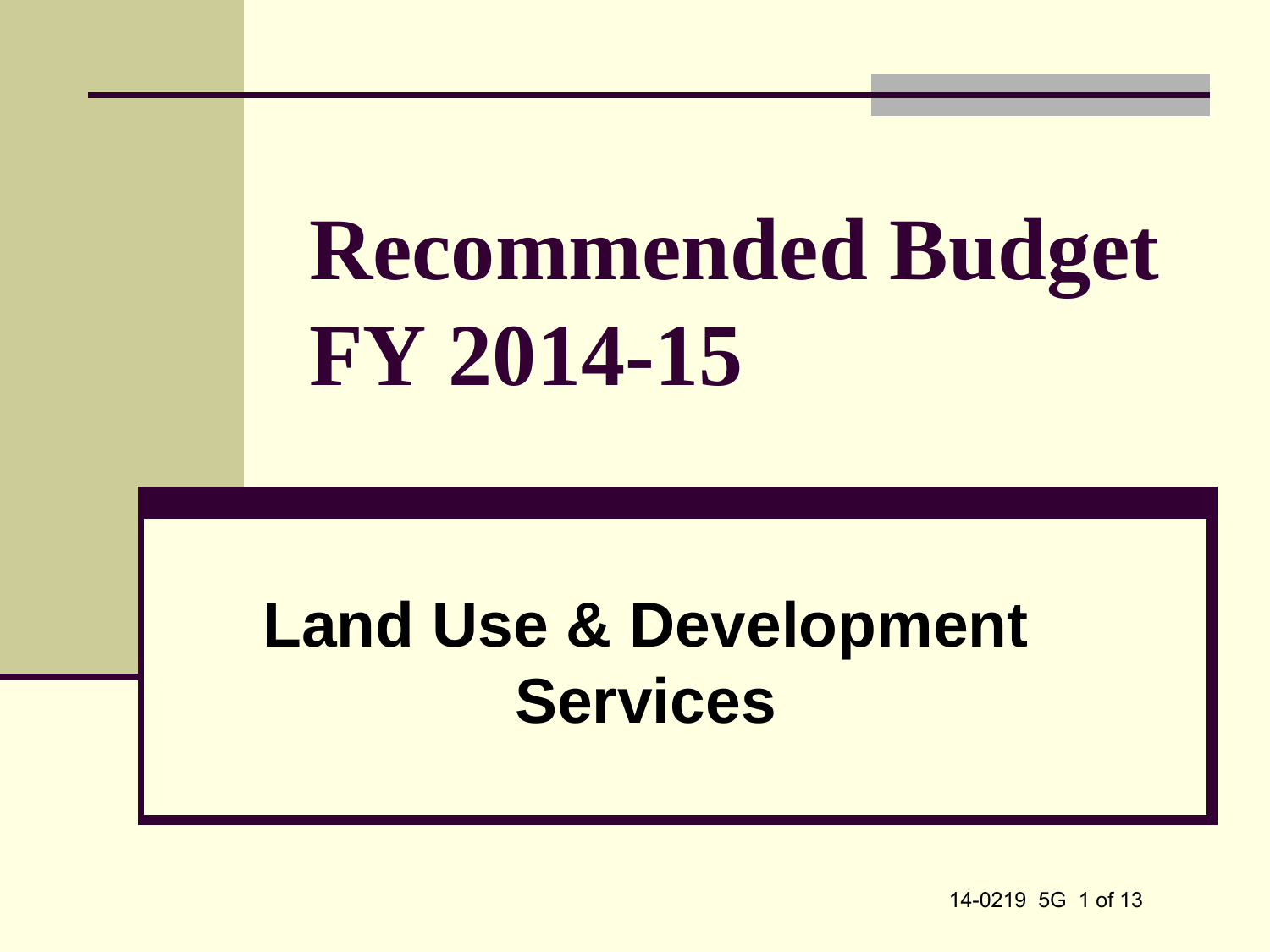# Recommended Budget FY 2014-15

## Land Use & Development Services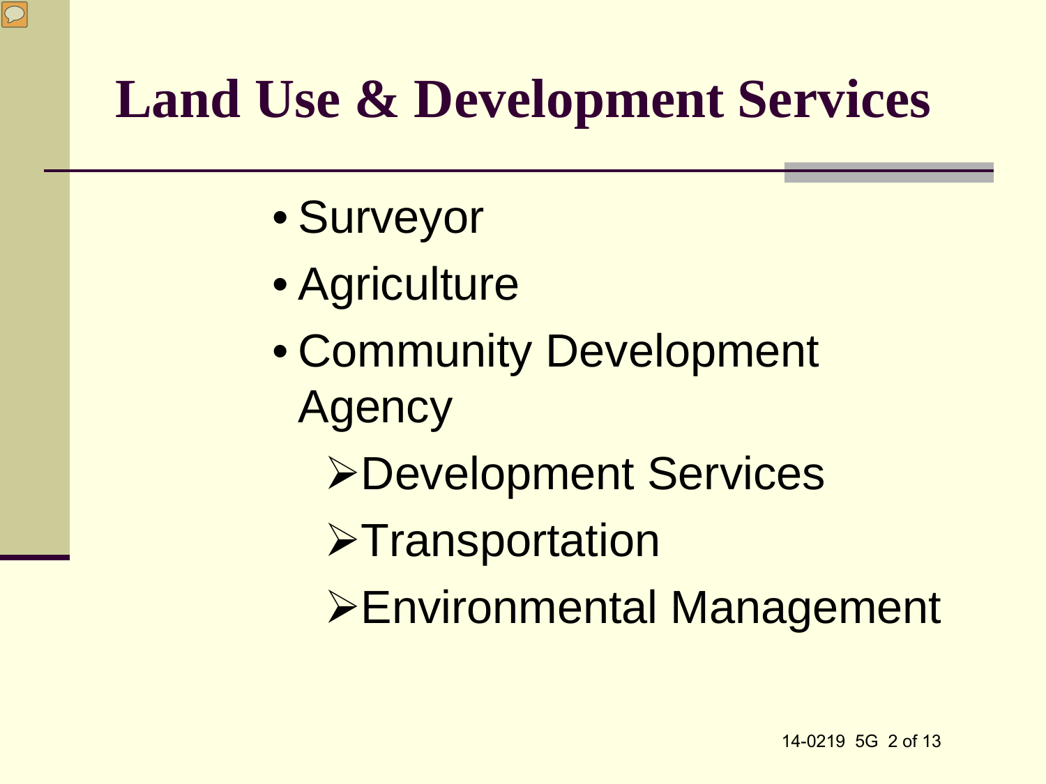# Land Use & Development Services

- Surveyor
- Agriculture
- Community Development Agency
  - Development Services
  - Transportation
  - Environmental Management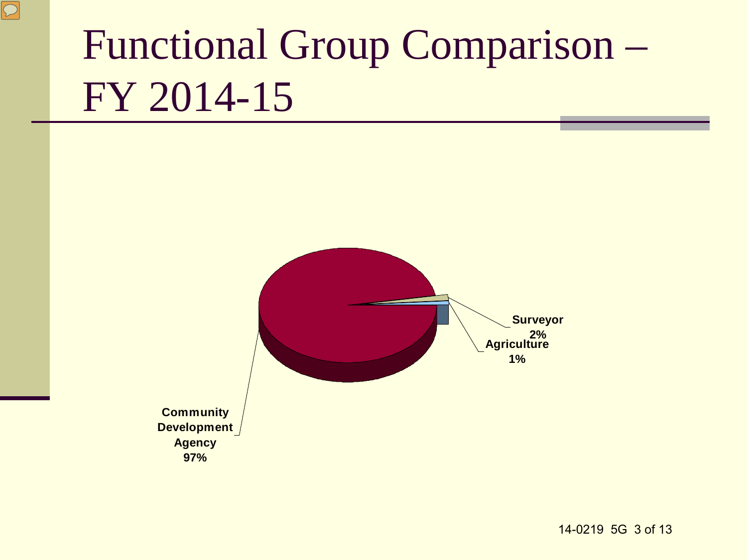# Functional Group Comparison – FY 2014-15

Surveyor
2%

Agriculture
1%

Community
Development
Agency
97%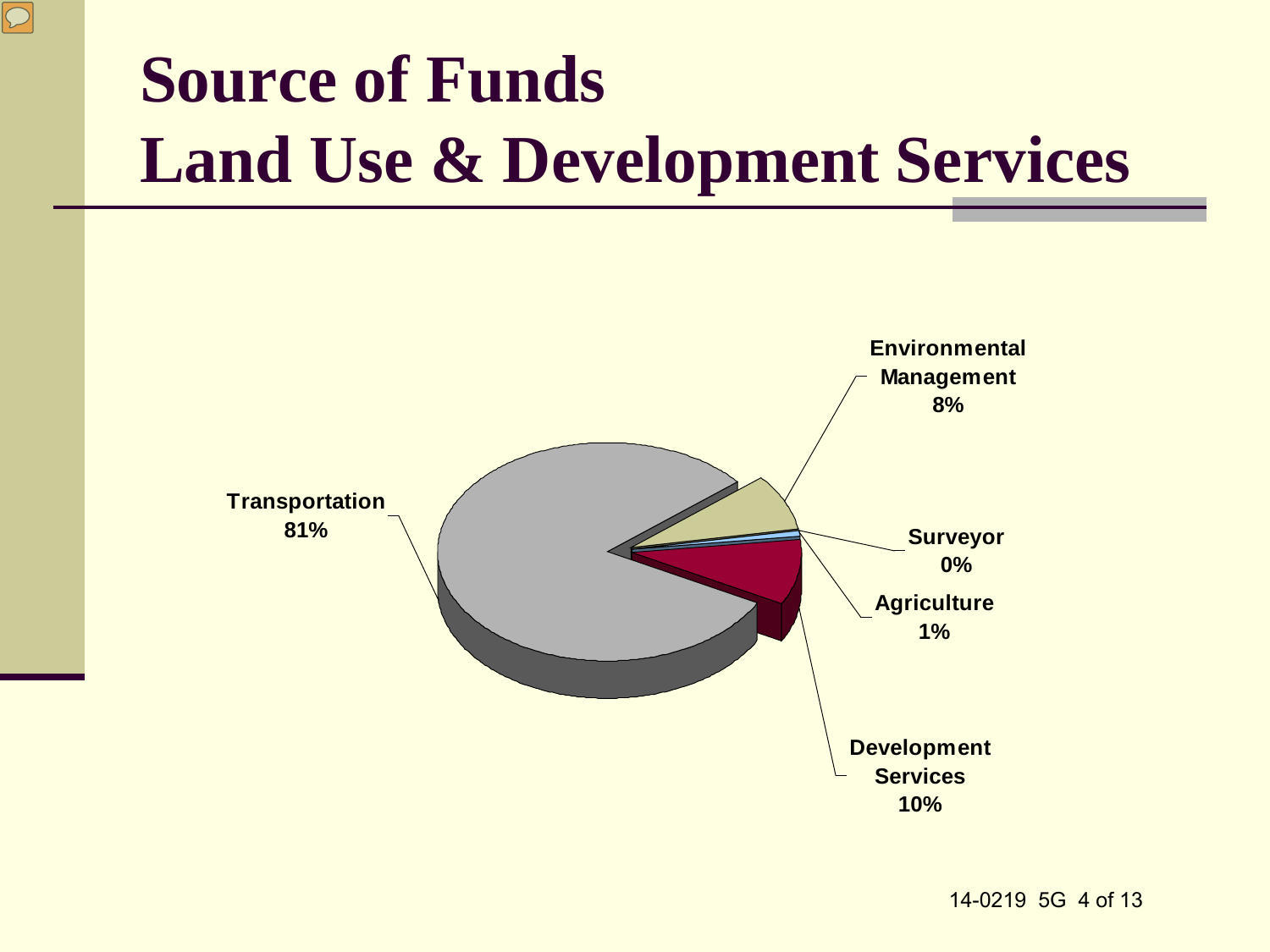# Source of Funds
# Land Use & Development Services

Transportation 81%

Environmental Management 8%

Surveyor 0%

Agriculture 1%

Development Services 10%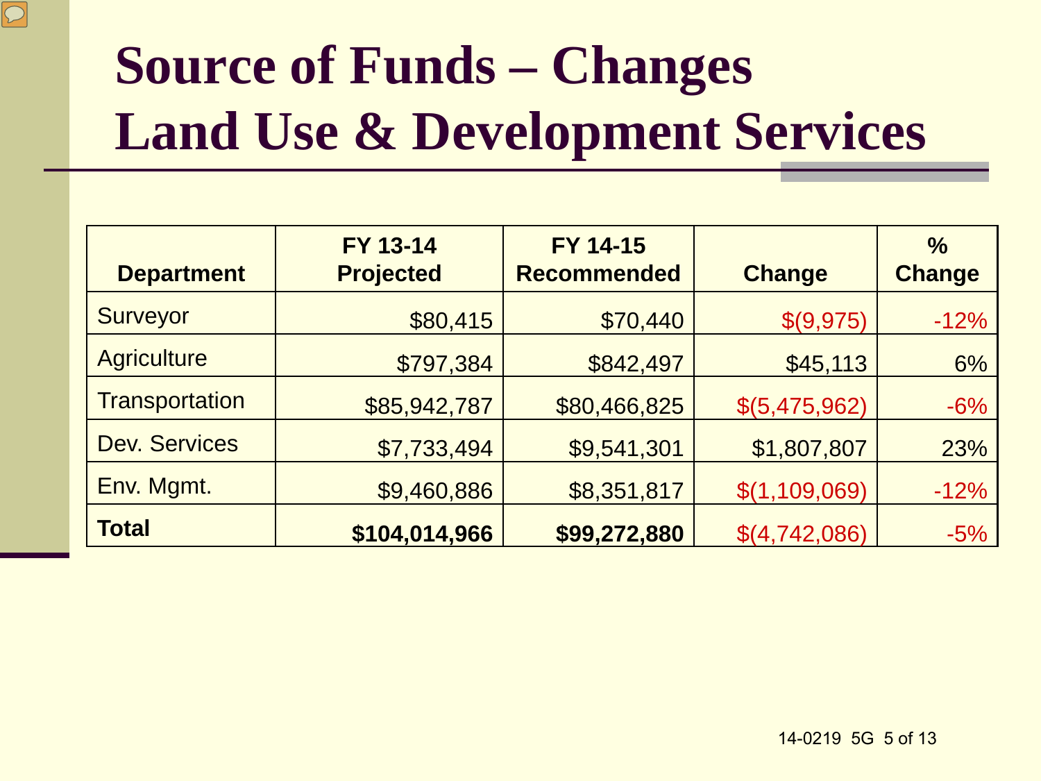# Source of Funds – Changes
# Land Use & Development Services

| Department | FY 13-14 Projected | FY 14-15 Recommended | Change | % Change |
|---|---|---|---|---|
| Surveyor | $80,415 | $70,440 | $(9,975) | -12% |
| Agriculture | $797,384 | $842,497 | $45,113 | 6% |
| Transportation | $85,942,787 | $80,466,825 | $(5,475,962) | -6% |
| Dev. Services | $7,733,494 | $9,541,301 | $1,807,807 | 23% |
| Env. Mgmt. | $9,460,886 | $8,351,817 | $(1,109,069) | -12% |
| **Total** | **$104,014,966** | **$99,272,880** | $(4,742,086) | -5% |

14-0219 5G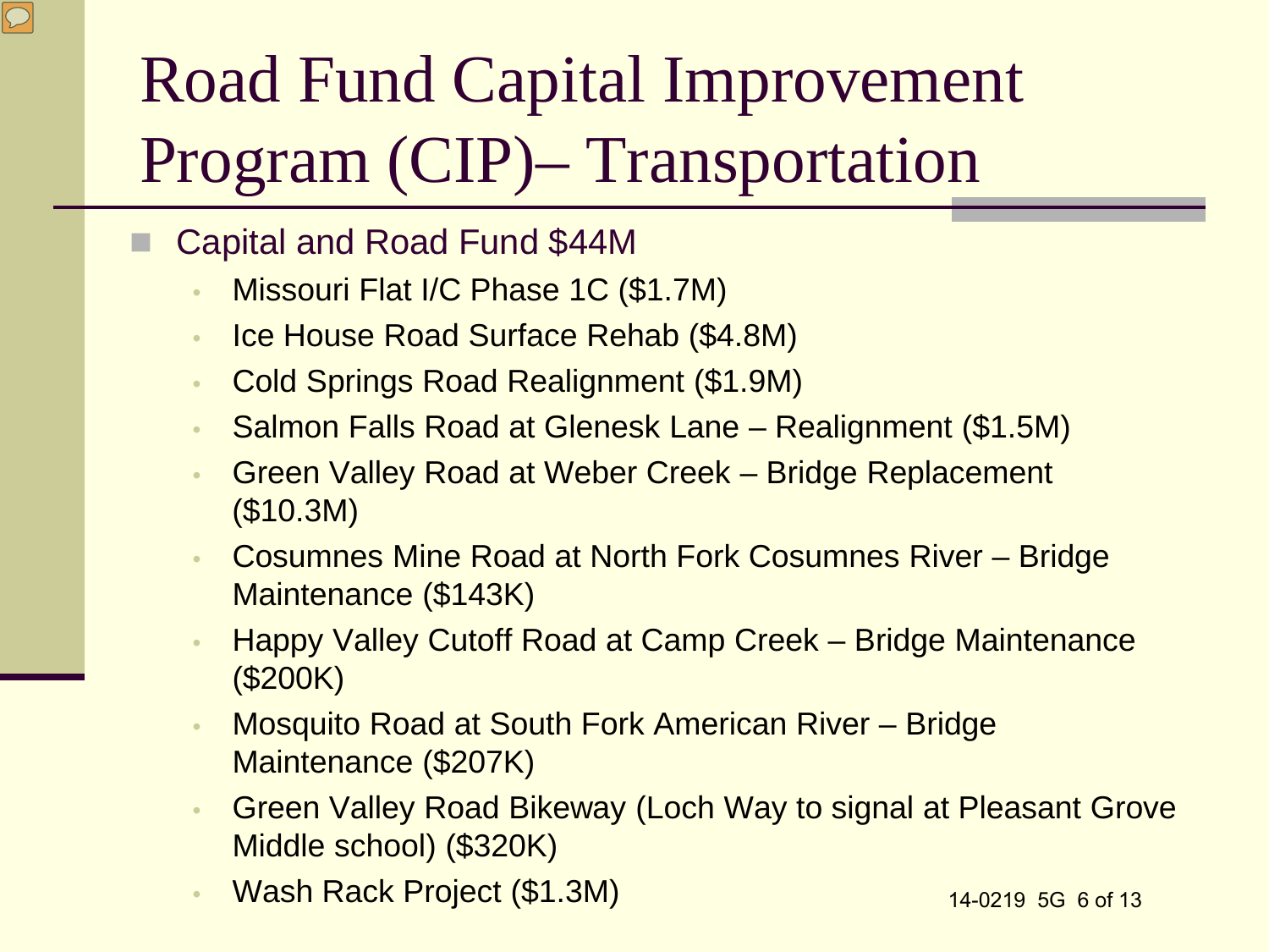# Road Fund Capital Improvement Program (CIP)– Transportation

- Capital and Road Fund $44M
  - Missouri Flat I/C Phase 1C ($1.7M)
  - Ice House Road Surface Rehab ($4.8M)
  - Cold Springs Road Realignment ($1.9M)
  - Salmon Falls Road at Glenesk Lane – Realignment ($1.5M)
  - Green Valley Road at Weber Creek – Bridge Replacement ($10.3M)
  - Cosumnes Mine Road at North Fork Cosumnes River – Bridge Maintenance ($143K)
  - Happy Valley Cutoff Road at Camp Creek – Bridge Maintenance ($200K)
  - Mosquito Road at South Fork American River – Bridge Maintenance ($207K)
  - Green Valley Road Bikeway (Loch Way to signal at Pleasant Grove Middle school) ($320K)
  - Wash Rack Project ($1.3M)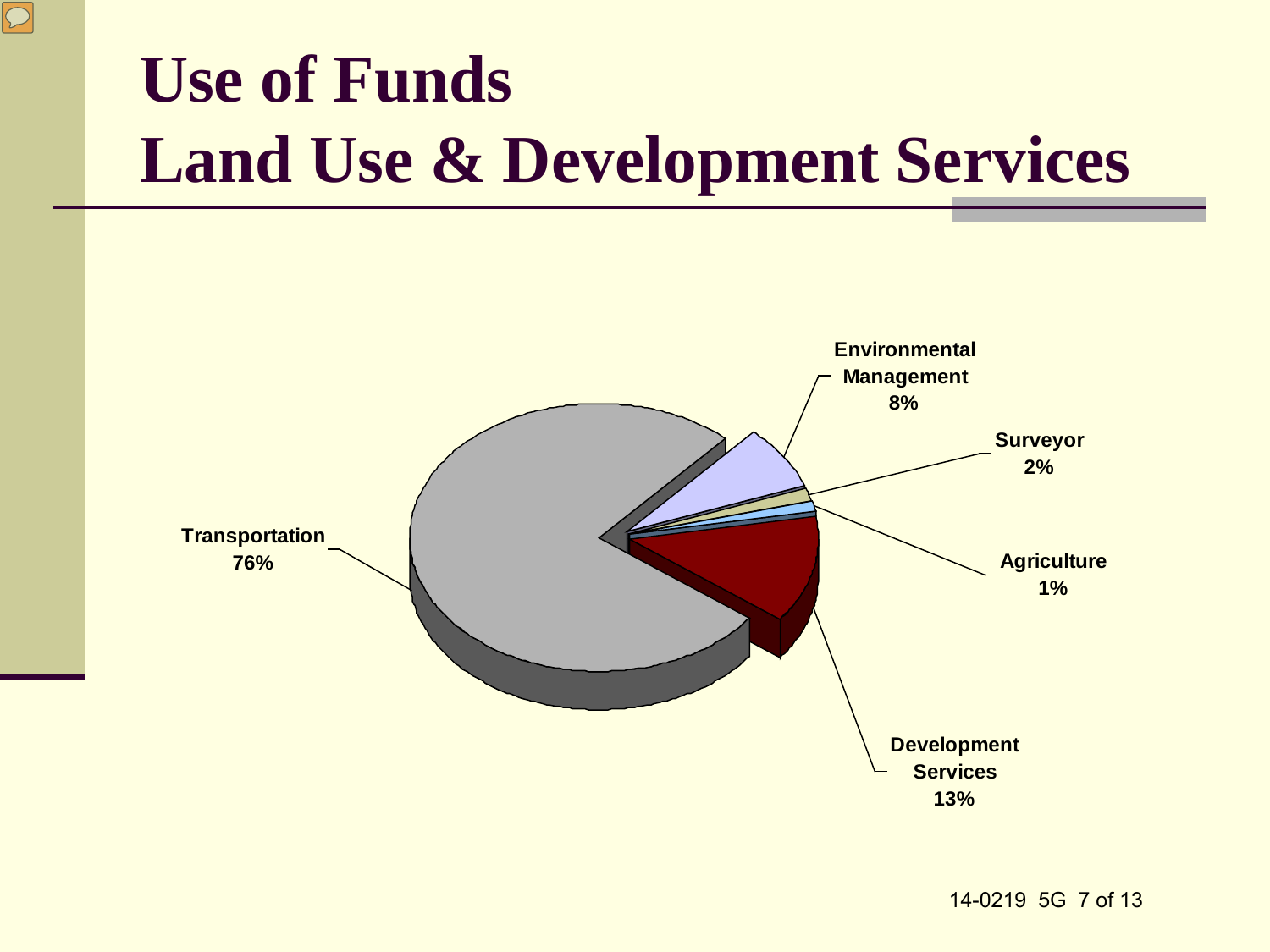# Use of Funds
# Land Use & Development Services

Environmental Management 8%

Surveyor 2%

Agriculture 1%

Development Services 13%

Transportation 76%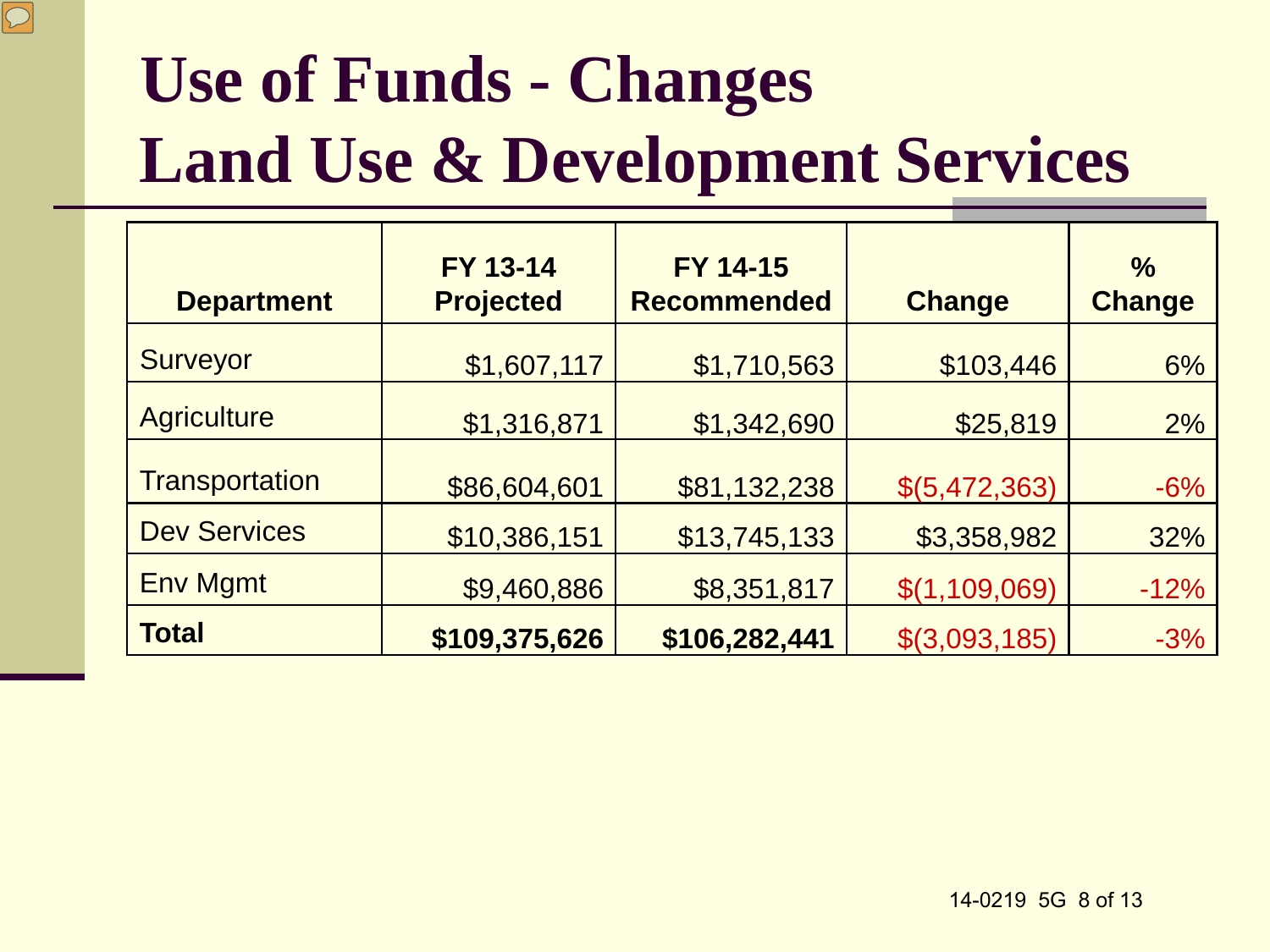# Use of Funds - Changes
# Land Use & Development Services

| Department | FY 13-14 Projected | FY 14-15 Recommended | Change | % Change |
|---|---|---|---|---|
| Surveyor | $1,607,117 | $1,710,563 | $103,446 | 6% |
| Agriculture | $1,316,871 | $1,342,690 | $25,819 | 2% |
| Transportation | $86,604,601 | $81,132,238 | $(5,472,363) | -6% |
| Dev Services | $10,386,151 | $13,745,133 | $3,358,982 | 32% |
| Env Mgmt | $9,460,886 | $8,351,817 | $(1,109,069) | -12% |
| **Total** | **$109,375,626** | **$106,282,441** | $(3,093,185) | -3% |

14-0219 5G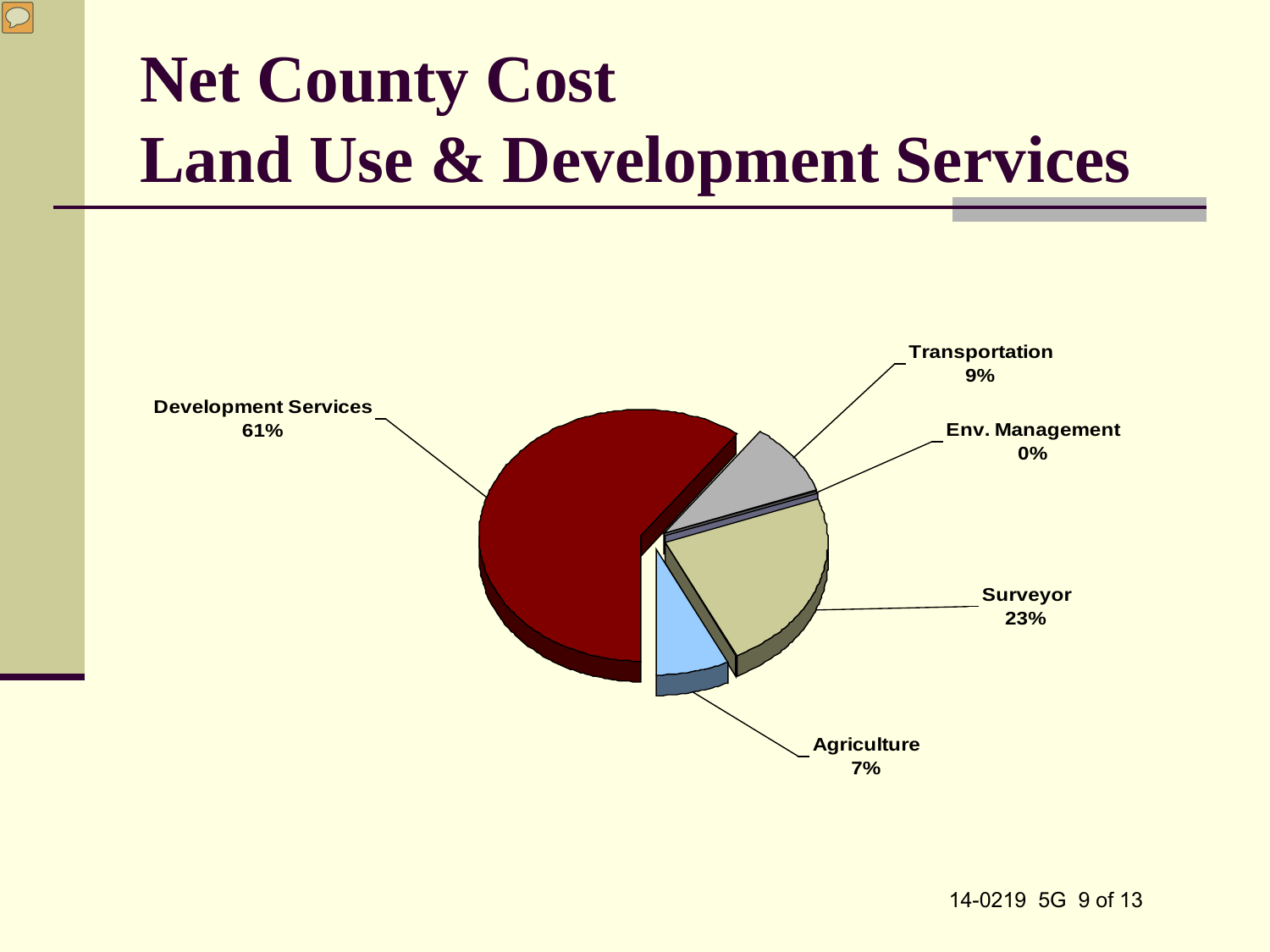# Net County Cost
# Land Use & Development Services

- Development Services: 61%
- Transportation: 9%
- Env. Management: 0%
- Surveyor: 23%
- Agriculture: 7%

14-0219 5G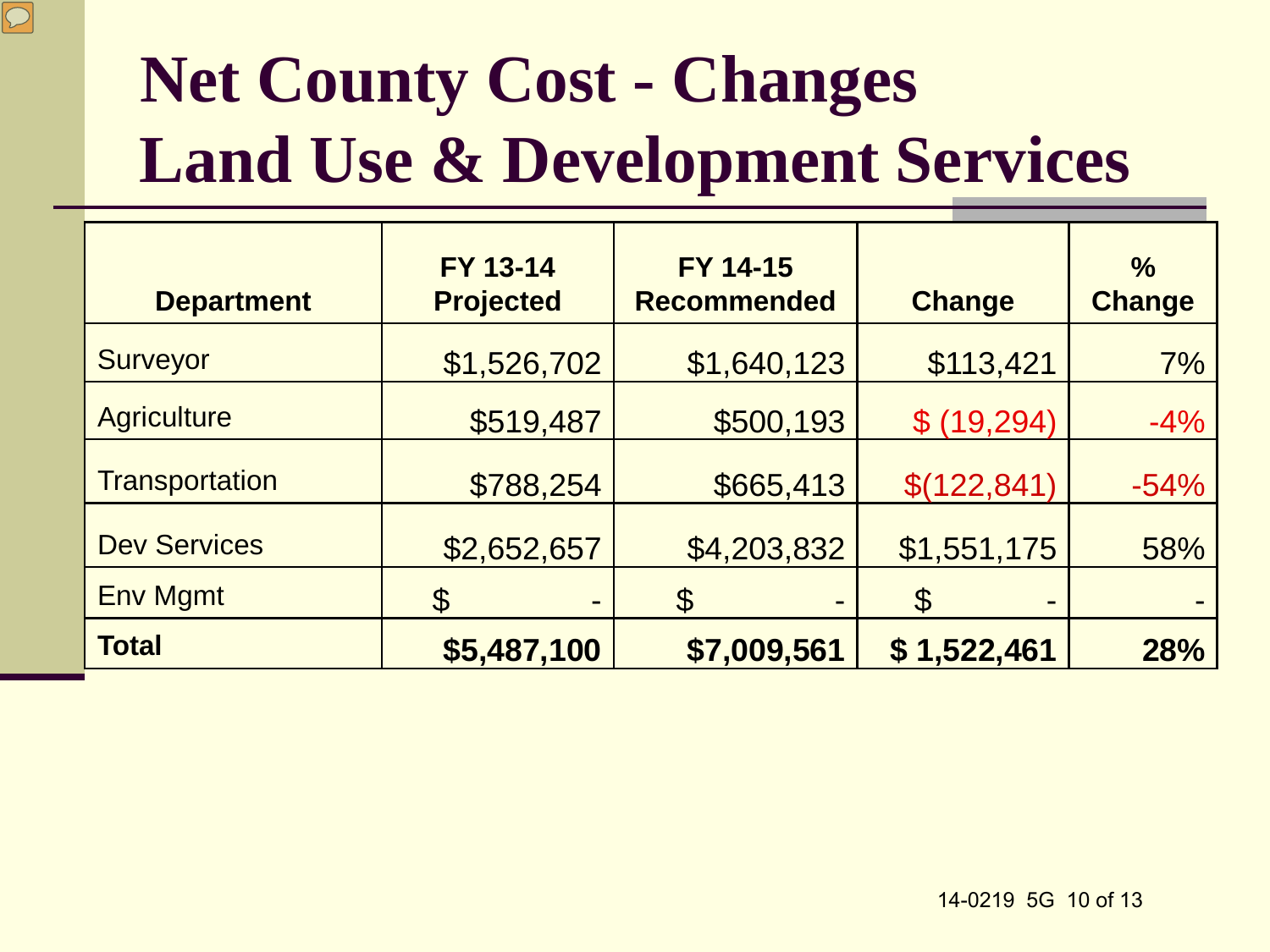# Net County Cost - Changes
# Land Use & Development Services

| Department | FY 13-14 Projected | FY 14-15 Recommended | Change | % Change |
|---|---|---|---|---|
| Surveyor | $1,526,702 | $1,640,123 | $113,421 | 7% |
| Agriculture | $519,487 | $500,193 | $ (19,294) | -4% |
| Transportation | $788,254 | $665,413 | $(122,841) | -54% |
| Dev Services | $2,652,657 | $4,203,832 | $1,551,175 | 58% |
| Env Mgmt | $ - | $ - | $ - | - |
| **Total** | **$5,487,100** | **$7,009,561** | **$ 1,522,461** | **28%** |

14-0219 5G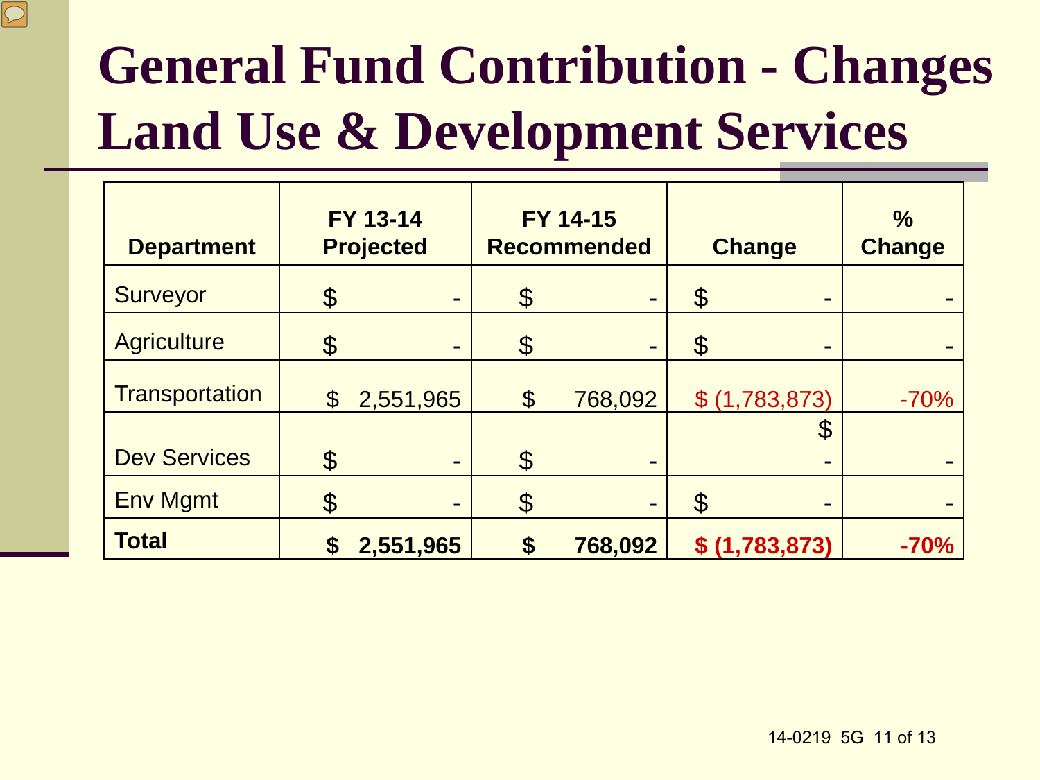# General Fund Contribution - Changes Land Use & Development Services

| Department | FY 13-14 Projected | FY 14-15 Recommended | Change | % Change |
|---|---|---|---|---|
| Surveyor | $ - | $ - | $ - | - |
| Agriculture | $ - | $ - | $ - | - |
| Transportation | $ 2,551,965 | $ 768,092 | $ (1,783,873) | -70% |
| Dev Services | $ - | $ - | $ - | - |
| Env Mgmt | $ - | $ - | $ - | - |
| **Total** | **$ 2,551,965** | **$ 768,092** | **$ (1,783,873)** | **-70%** |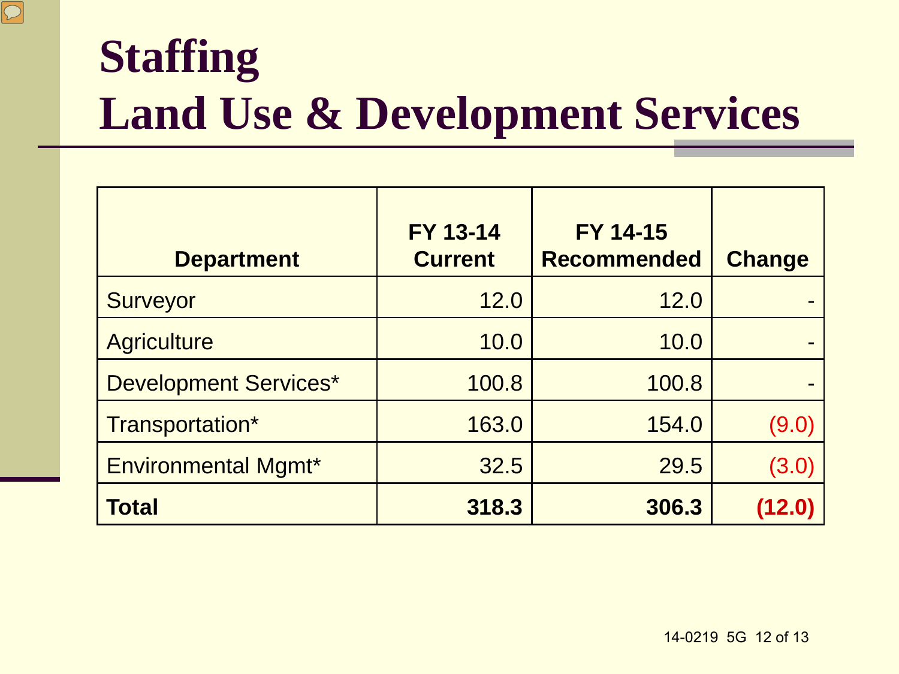# Staffing
# Land Use & Development Services

| Department | FY 13-14 Current | FY 14-15 Recommended | Change |
|---|---|---|---|
| Surveyor | 12.0 | 12.0 | - |
| Agriculture | 10.0 | 10.0 | - |
| Development Services* | 100.8 | 100.8 | - |
| Transportation* | 163.0 | 154.0 | (9.0) |
| Environmental Mgmt* | 32.5 | 29.5 | (3.0) |
| **Total** | **318.3** | **306.3** | **(12.0)** |

14-0219 5G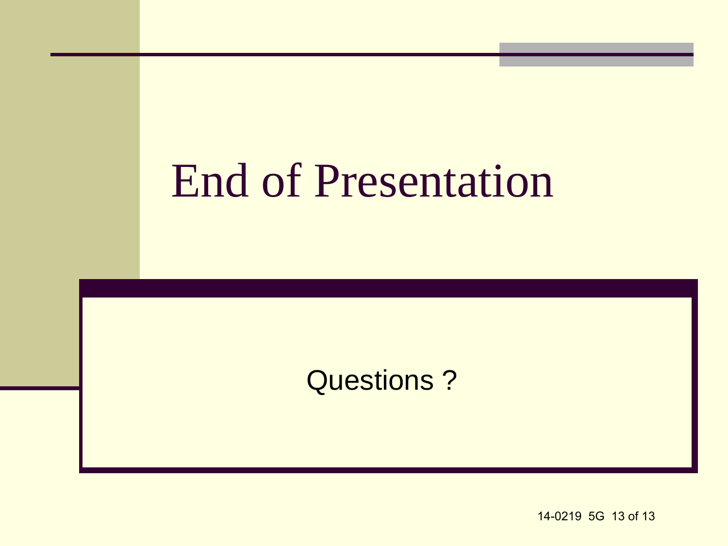# End of Presentation

Questions ?